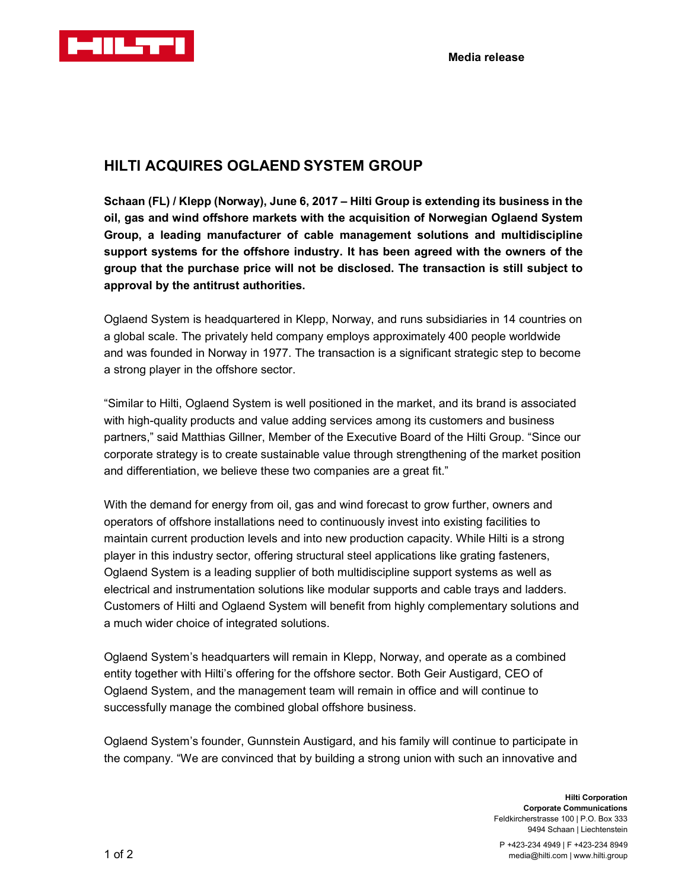Media release

# HILTI ACQUIRES OGLAEND SYSTEM GROUP

**Schaan (FL) / Klepp (Norway), June 6, 2017 – Hilti Group is extending its business in the oil, gas and wind offshore markets with the acquisition of Norwegian Oglaend System Group, a leading manufacturer of cable management solutions and multidiscipline support systems for the offshore industry. It has been agreed with the owners of the group that the purchase price will not be disclosed. The transaction is still subject to approval by the antitrust authorities.**

Oglaend System is headquartered in Klepp, Norway, and runs subsidiaries in 14 countries on a global scale. The privately held company employs approximately 400 people worldwide and was founded in Norway in 1977. The transaction is a significant strategic step to become a strong player in the offshore sector.

"Similar to Hilti, Oglaend System is well positioned in the market, and its brand is associated with high-quality products and value adding services among its customers and business partners," said Matthias Gillner, Member of the Executive Board of the Hilti Group. "Since our corporate strategy is to create sustainable value through strengthening of the market position and differentiation, we believe these two companies are a great fit."

With the demand for energy from oil, gas and wind forecast to grow further, owners and operators of offshore installations need to continuously invest into existing facilities to maintain current production levels and into new production capacity. While Hilti is a strong player in this industry sector, offering structural steel applications like grating fasteners, Oglaend System is a leading supplier of both multidiscipline support systems as well as electrical and instrumentation solutions like modular supports and cable trays and ladders. Customers of Hilti and Oglaend System will benefit from highly complementary solutions and a much wider choice of integrated solutions.

Oglaend System's headquarters will remain in Klepp, Norway, and operate as a combined entity together with Hilti's offering for the offshore sector. Both Geir Austigard, CEO of Oglaend System, and the management team will remain in office and will continue to successfully manage the combined global offshore business.

Oglaend System's founder, Gunnstein Austigard, and his family will continue to participate in the company. "We are convinced that by building a strong union with such an innovative and

**Hilti Corporation**
**Corporate Communications**
Feldkircherstrasse 100 | P.O. Box 333
9494 Schaan | Liechtenstein

P +423-234 4949 | F +423-234 8949
media@hilti.com | www.hilti.group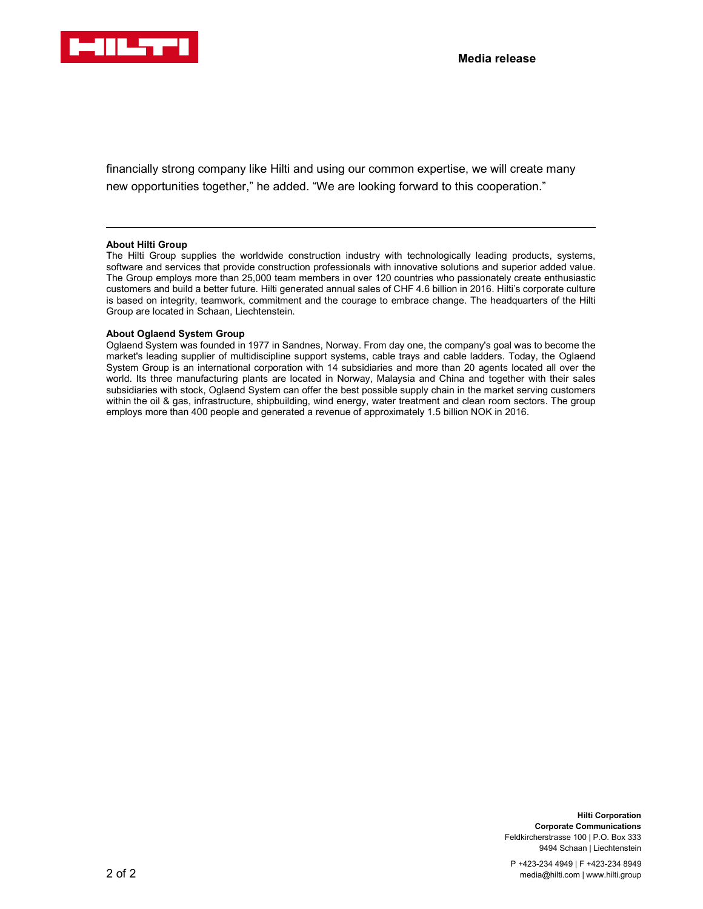financially strong company like Hilti and using our common expertise, we will create many new opportunities together," he added. "We are looking forward to this cooperation."

---

**About Hilti Group**

The Hilti Group supplies the worldwide construction industry with technologically leading products, systems, software and services that provide construction professionals with innovative solutions and superior added value. The Group employs more than 25,000 team members in over 120 countries who passionately create enthusiastic customers and build a better future. Hilti generated annual sales of CHF 4.6 billion in 2016. Hilti's corporate culture is based on integrity, teamwork, commitment and the courage to embrace change. The headquarters of the Hilti Group are located in Schaan, Liechtenstein.

**About Oglaend System Group**

Oglaend System was founded in 1977 in Sandnes, Norway. From day one, the company's goal was to become the market's leading supplier of multidiscipline support systems, cable trays and cable ladders. Today, the Oglaend System Group is an international corporation with 14 subsidiaries and more than 20 agents located all over the world. Its three manufacturing plants are located in Norway, Malaysia and China and together with their sales subsidiaries with stock, Oglaend System can offer the best possible supply chain in the market serving customers within the oil & gas, infrastructure, shipbuilding, wind energy, water treatment and clean room sectors. The group employs more than 400 people and generated a revenue of approximately 1.5 billion NOK in 2016.

**Hilti Corporation**
**Corporate Communications**
Feldkircherstrasse 100 | P.O. Box 333
9494 Schaan | Liechtenstein

P +423-234 4949 | F +423-234 8949
media@hilti.com | www.hilti.group